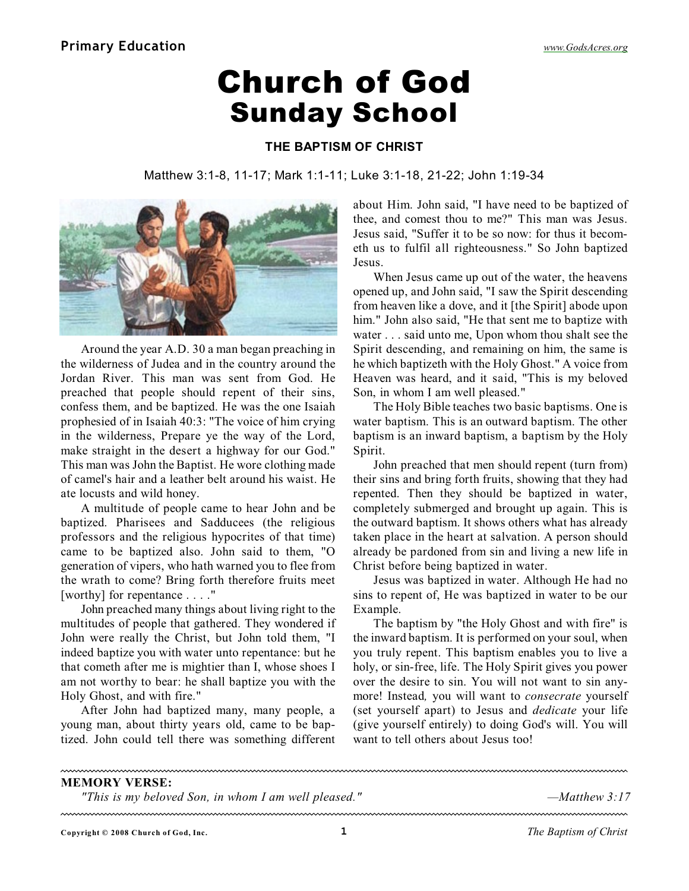# Church of God
## Sunday School

### THE BAPTISM OF CHRIST

Matthew 3:1-8, 11-17; Mark 1:1-11; Luke 3:1-18, 21-22; John 1:19-34

Around the year A.D. 30 a man began preaching in the wilderness of Judea and in the country around the Jordan River. This man was sent from God. He preached that people should repent of their sins, confess them, and be baptized. He was the one Isaiah prophesied of in Isaiah 40:3: "The voice of him crying in the wilderness, Prepare ye the way of the Lord, make straight in the desert a highway for our God." This man was John the Baptist. He wore clothing made of camel's hair and a leather belt around his waist. He ate locusts and wild honey.

A multitude of people came to hear John and be baptized. Pharisees and Sadducees (the religious professors and the religious hypocrites of that time) came to be baptized also. John said to them, "O generation of vipers, who hath warned you to flee from the wrath to come? Bring forth therefore fruits meet [worthy] for repentance . . . ."

John preached many things about living right to the multitudes of people that gathered. They wondered if John were really the Christ, but John told them, "I indeed baptize you with water unto repentance: but he that cometh after me is mightier than I, whose shoes I am not worthy to bear: he shall baptize you with the Holy Ghost, and with fire."

After John had baptized many, many people, a young man, about thirty years old, came to be baptized. John could tell there was something different about Him. John said, "I have need to be baptized of thee, and comest thou to me?" This man was Jesus. Jesus said, "Suffer it to be so now: for thus it becometh us to fulfil all righteousness." So John baptized Jesus.

When Jesus came up out of the water, the heavens opened up, and John said, "I saw the Spirit descending from heaven like a dove, and it [the Spirit] abode upon him." John also said, "He that sent me to baptize with water . . . said unto me, Upon whom thou shalt see the Spirit descending, and remaining on him, the same is he which baptizeth with the Holy Ghost." A voice from Heaven was heard, and it said, "This is my beloved Son, in whom I am well pleased."

The Holy Bible teaches two basic baptisms. One is water baptism. This is an outward baptism. The other baptism is an inward baptism, a baptism by the Holy Spirit.

John preached that men should repent (turn from) their sins and bring forth fruits, showing that they had repented. Then they should be baptized in water, completely submerged and brought up again. This is the outward baptism. It shows others what has already taken place in the heart at salvation. A person should already be pardoned from sin and living a new life in Christ before being baptized in water.

Jesus was baptized in water. Although He had no sins to repent of, He was baptized in water to be our Example.

The baptism by "the Holy Ghost and with fire" is the inward baptism. It is performed on your soul, when you truly repent. This baptism enables you to live a holy, or sin-free, life. The Holy Spirit gives you power over the desire to sin. You will not want to sin anymore! Instead, you will want to *consecrate* yourself (set yourself apart) to Jesus and *dedicate* your life (give yourself entirely) to doing God's will. You will want to tell others about Jesus too!

---

**MEMORY VERSE:**

*"This is my beloved Son, in whom I am well pleased."* —*Matthew 3:17*

---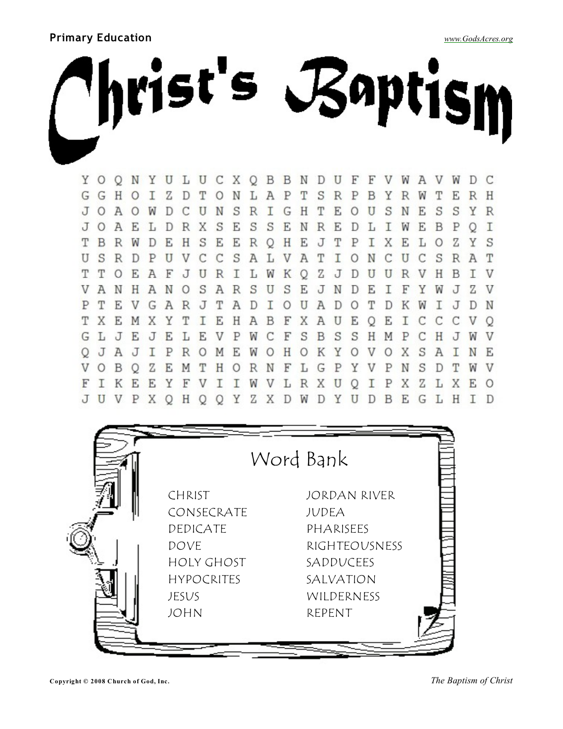Primary Education

# Christ's Baptism

```
Y O Q N Y U L U C X Q B B N D U F F V W A V W D C
G G H O I Z D T O N L A P T S R P B Y R W T E R H
J O A O W D C U N S R I G H T E O U S N E S S Y R
J O A E L D R X S E S S E N R E D L I W E B P Q I
T B R W D E H S E E R Q H E J T P I X E L O Z Y S
U S R D P U V C C S A L V A T I O N C U C S R A T
T T O E A F J U R I L W K Q Z J D U U R V H B I V
V A N H A N O S A R S U S E J N D E I F Y W J Z V
P T E V G A R J T A D I O U A D O T D K W I J D N
T X E M X Y T I E H A B F X A U E Q E I C C C V Q
G L J E J E L E V P W C F S B S S H M P C H J W V
Q J A J I P R O M E W O H O K Y O V O X S A I N E
V O B Q Z E M T H O R N F L G P Y V P N S D T W V
F I K E E Y F V I I W V L R X U Q I P X Z L X E O
J U V P X Q H Q Q Y Z X D W D Y U D B E G L H I D
```

## Word Bank

| | |
|---|---|
| CHRIST | JORDAN RIVER |
| CONSECRATE | JUDEA |
| DEDICATE | PHARISEES |
| DOVE | RIGHTEOUSNESS |
| HOLY GHOST | SADDUCEES |
| HYPOCRITES | SALVATION |
| JESUS | WILDERNESS |
| JOHN | REPENT |

Copyright © 2008 Church of God, Inc.